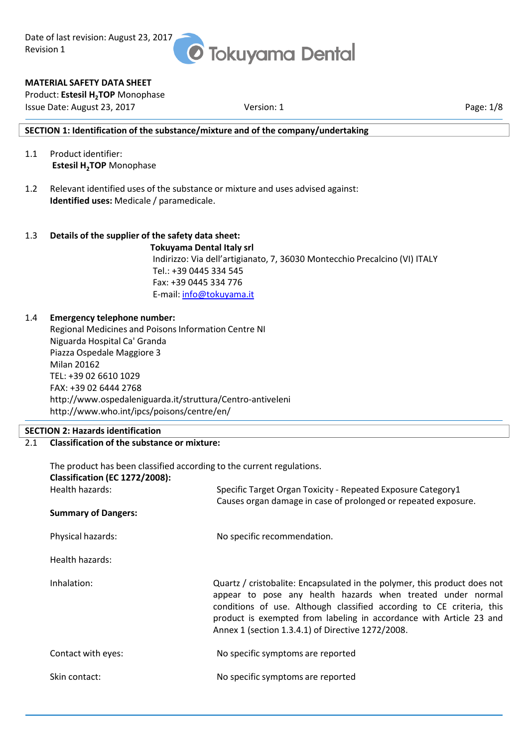Date of last revision: August 23, 2017
Revision 1

**MATERIAL SAFETY DATA SHEET**
Product: **Estesil $H_2$TOP** Monophase
Issue Date: August 23, 2017 Version: 1

## SECTION 1: Identification of the substance/mixture and of the company/undertaking

1.1 Product identifier:
**Estesil $H_2$TOP** Monophase

1.2 Relevant identified uses of the substance or mixture and uses advised against:
**Identified uses:** Medicale / paramedicale.

1.3 **Details of the supplier of the safety data sheet:**
**Tokuyama Dental Italy srl**
Indirizzo: Via dell'artigianato, 7, 36030 Montecchio Precalcino (VI) ITALY
Tel.: +39 0445 334 545
Fax: +39 0445 334 776
E-mail: info@tokuyama.it

1.4 **Emergency telephone number:**
Regional Medicines and Poisons Information Centre NI
Niguarda Hospital Ca' Granda
Piazza Ospedale Maggiore 3
Milan 20162
TEL: +39 02 6610 1029
FAX: +39 02 6444 2768
http://www.ospedaleniguarda.it/struttura/Centro-antiveleni
http://www.who.int/ipcs/poisons/centre/en/

## SECTION 2: Hazards identification

2.1 **Classification of the substance or mixture:**

The product has been classified according to the current regulations.
**Classification (EC 1272/2008):**

Health hazards: Specific Target Organ Toxicity - Repeated Exposure Category1
Causes organ damage in case of prolonged or repeated exposure.

**Summary of Dangers:**

Physical hazards: No specific recommendation.

Health hazards:

Inhalation: Quartz / cristobalite: Encapsulated in the polymer, this product does not appear to pose any health hazards when treated under normal conditions of use. Although classified according to CE criteria, this product is exempted from labeling in accordance with Article 23 and Annex 1 (section 1.3.4.1) of Directive 1272/2008.

Contact with eyes: No specific symptoms are reported

Skin contact: No specific symptoms are reported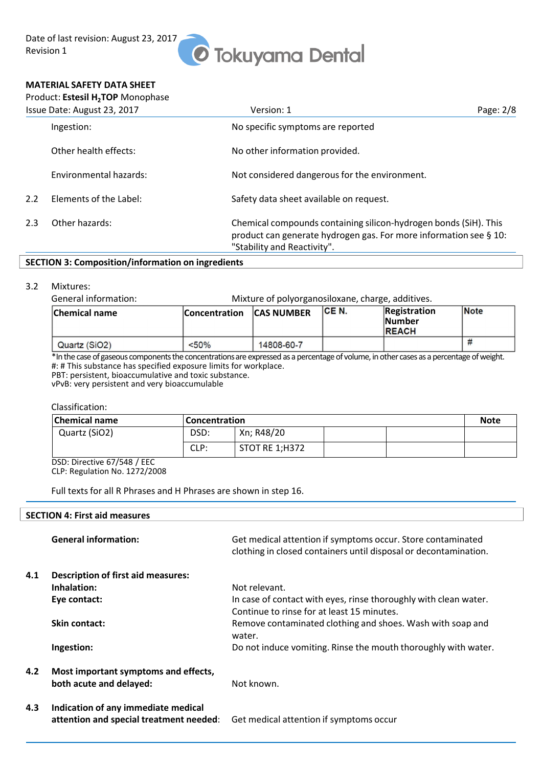| | | |
|---|---|---|
| | Ingestion: | No specific symptoms are reported |
| | Other health effects: | No other information provided. |
| | Environmental hazards: | Not considered dangerous for the environment. |
| 2.2 | Elements of the Label: | Safety data sheet available on request. |
| 2.3 | Other hazards: | Chemical compounds containing silicon-hydrogen bonds (SiH). This product can generate hydrogen gas. For more information see § 10: "Stability and Reactivity". |

## SECTION 3: Composition/information on ingredients

3.2 Mixtures:

General information: Mixture of polyorganosiloxane, charge, additives.

| Chemical name | Concentration | CAS NUMBER | CE N. | Registration Number REACH | Note |
|---|---|---|---|---|---|
| Quartz (SiO2) | <50% | 14808-60-7 | | | # |

*In the case of gaseous components the concentrations are expressed as a percentage of volume, in other cases as a percentage of weight.
#: # This substance has specified exposure limits for workplace.
PBT: persistent, bioaccumulative and toxic substance.
vPvB: very persistent and very bioaccumulable

Classification:

| Chemical name | Concentration | | | | Note |
|---|---|---|---|---|---|
| Quartz (SiO2) | DSD: | Xn; R48/20 | | | |
| | CLP: | STOT RE 1;H372 | | | |

DSD: Directive 67/548 / EEC
CLP: Regulation No. 1272/2008

Full texts for all R Phrases and H Phrases are shown in step 16.

## SECTION 4: First aid measures

| | | |
|---|---|---|
| | **General information:** | Get medical attention if symptoms occur. Store contaminated clothing in closed containers until disposal or decontamination. |
| 4.1 | **Description of first aid measures:** | |
| | **Inhalation:** | Not relevant. |
| | **Eye contact:** | In case of contact with eyes, rinse thoroughly with clean water. Continue to rinse for at least 15 minutes. |
| | **Skin contact:** | Remove contaminated clothing and shoes. Wash with soap and water. |
| | **Ingestion:** | Do not induce vomiting. Rinse the mouth thoroughly with water. |
| 4.2 | **Most important symptoms and effects, both acute and delayed:** | Not known. |
| 4.3 | **Indication of any immediate medical attention and special treatment needed:** | Get medical attention if symptoms occur |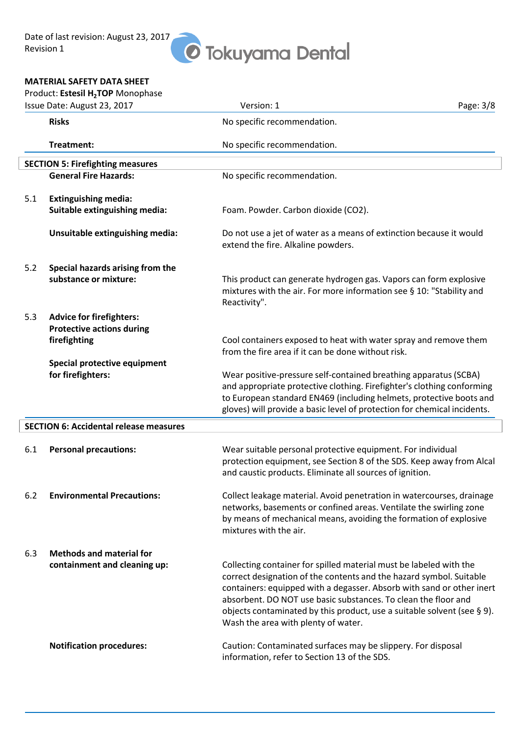| | | |
|---|---|---|
| | **Risks** | No specific recommendation. |
| | **Treatment:** | No specific recommendation. |

## SECTION 5: Firefighting measures

| | | |
|---|---|---|
| | **General Fire Hazards:** | No specific recommendation. |
| 5.1 | **Extinguishing media:** | |
| | **Suitable extinguishing media:** | Foam. Powder. Carbon dioxide ($CO_2$). |
| | **Unsuitable extinguishing media:** | Do not use a jet of water as a means of extinction because it would extend the fire. Alkaline powders. |
| 5.2 | **Special hazards arising from the substance or mixture:** | This product can generate hydrogen gas. Vapors can form explosive mixtures with the air. For more information see § 10: "Stability and Reactivity". |
| 5.3 | **Advice for firefighters: Protective actions during firefighting** | Cool containers exposed to heat with water spray and remove them from the fire area if it can be done without risk. |
| | **Special protective equipment for firefighters:** | Wear positive-pressure self-contained breathing apparatus (SCBA) and appropriate protective clothing. Firefighter's clothing conforming to European standard EN469 (including helmets, protective boots and gloves) will provide a basic level of protection for chemical incidents. |

## SECTION 6: Accidental release measures

| | | |
|---|---|---|
| 6.1 | **Personal precautions:** | Wear suitable personal protective equipment. For individual protection equipment, see Section 8 of the SDS. Keep away from Alcal and caustic products. Eliminate all sources of ignition. |
| 6.2 | **Environmental Precautions:** | Collect leakage material. Avoid penetration in watercourses, drainage networks, basements or confined areas. Ventilate the swirling zone by means of mechanical means, avoiding the formation of explosive mixtures with the air. |
| 6.3 | **Methods and material for containment and cleaning up:** | Collecting container for spilled material must be labeled with the correct designation of the contents and the hazard symbol. Suitable containers: equipped with a degasser. Absorb with sand or other inert absorbent. DO NOT use basic substances. To clean the floor and objects contaminated by this product, use a suitable solvent (see § 9). Wash the area with plenty of water. |
| | **Notification procedures:** | Caution: Contaminated surfaces may be slippery. For disposal information, refer to Section 13 of the SDS. |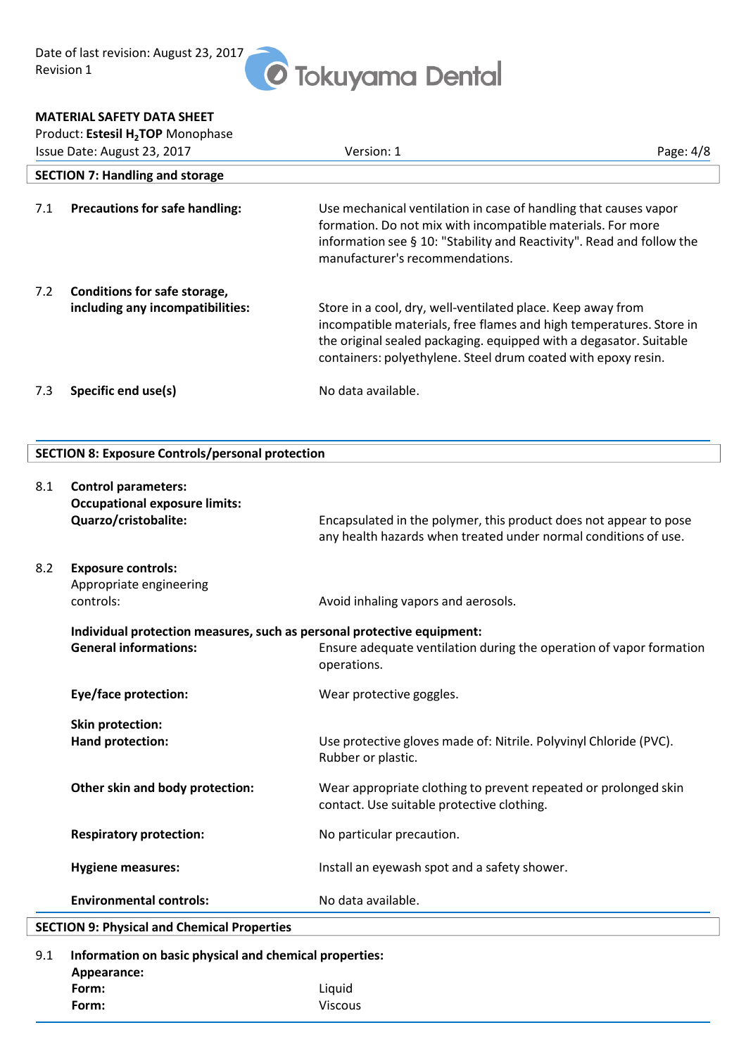## SECTION 7: Handling and storage

| | | |
|---|---|---|
| 7.1 | **Precautions for safe handling:** | Use mechanical ventilation in case of handling that causes vapor formation. Do not mix with incompatible materials. For more information see § 10: "Stability and Reactivity". Read and follow the manufacturer's recommendations. |
| 7.2 | **Conditions for safe storage, including any incompatibilities:** | Store in a cool, dry, well-ventilated place. Keep away from incompatible materials, free flames and high temperatures. Store in the original sealed packaging. equipped with a degasator. Suitable containers: polyethylene. Steel drum coated with epoxy resin. |
| 7.3 | **Specific end use(s)** | No data available. |

## SECTION 8: Exposure Controls/personal protection

**8.1 Control parameters:**

**Occupational exposure limits:**

**Quarzo/cristobalite:** Encapsulated in the polymer, this product does not appear to pose any health hazards when treated under normal conditions of use.

**8.2 Exposure controls:**

Appropriate engineering controls: Avoid inhaling vapors and aerosols.

**Individual protection measures, such as personal protective equipment:**

**General informations:** Ensure adequate ventilation during the operation of vapor formation operations.

**Eye/face protection:** Wear protective goggles.

**Skin protection:**

**Hand protection:** Use protective gloves made of: Nitrile. Polyvinyl Chloride (PVC). Rubber or plastic.

**Other skin and body protection:** Wear appropriate clothing to prevent repeated or prolonged skin contact. Use suitable protective clothing.

**Respiratory protection:** No particular precaution.

**Hygiene measures:** Install an eyewash spot and a safety shower.

**Environmental controls:** No data available.

## SECTION 9: Physical and Chemical Properties

**9.1 Information on basic physical and chemical properties:**

**Appearance:**

**Form:** Liquid

**Form:** Viscous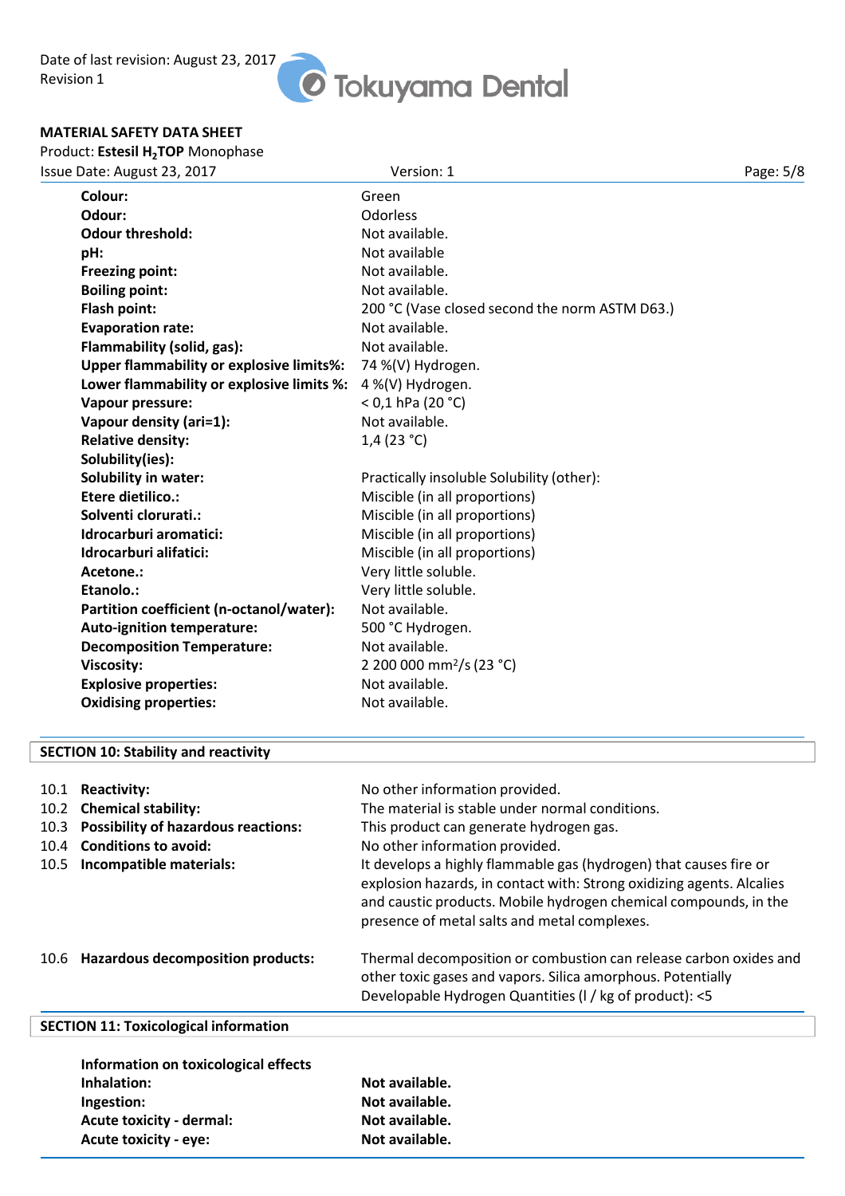| | |
|---|---|
| **Colour:** | Green |
| **Odour:** | Odorless |
| **Odour threshold:** | Not available. |
| **pH:** | Not available |
| **Freezing point:** | Not available. |
| **Boiling point:** | Not available. |
| **Flash point:** | 200 °C (Vase closed second the norm ASTM D63.) |
| **Evaporation rate:** | Not available. |
| **Flammability (solid, gas):** | Not available. |
| **Upper flammability or explosive limits%:** | 74 %(V) Hydrogen. |
| **Lower flammability or explosive limits %:** | 4 %(V) Hydrogen. |
| **Vapour pressure:** | < 0,1 hPa (20 °C) |
| **Vapour density (ari=1):** | Not available. |
| **Relative density:** | 1,4 (23 °C) |
| **Solubility(ies):** | |
| **Solubility in water:** | Practically insoluble Solubility (other): |
| **Etere dietilico.:** | Miscible (in all proportions) |
| **Solventi clorurati.:** | Miscible (in all proportions) |
| **Idrocarburi aromatici:** | Miscible (in all proportions) |
| **Idrocarburi alifatici:** | Miscible (in all proportions) |
| **Acetone.:** | Very little soluble. |
| **Etanolo.:** | Very little soluble. |
| **Partition coefficient (n-octanol/water):** | Not available. |
| **Auto-ignition temperature:** | 500 °C Hydrogen. |
| **Decomposition Temperature:** | Not available. |
| **Viscosity:** | 2 200 000 $mm^2/s$ (23 °C) |
| **Explosive properties:** | Not available. |
| **Oxidising properties:** | Not available. |

## SECTION 10: Stability and reactivity

| | | |
|---|---|---|
| 10.1 | **Reactivity:** | No other information provided. |
| 10.2 | **Chemical stability:** | The material is stable under normal conditions. |
| 10.3 | **Possibility of hazardous reactions:** | This product can generate hydrogen gas. |
| 10.4 | **Conditions to avoid:** | No other information provided. |
| 10.5 | **Incompatible materials:** | It develops a highly flammable gas (hydrogen) that causes fire or explosion hazards, in contact with: Strong oxidizing agents. Alcalies and caustic products. Mobile hydrogen chemical compounds, in the presence of metal salts and metal complexes. |
| 10.6 | **Hazardous decomposition products:** | Thermal decomposition or combustion can release carbon oxides and other toxic gases and vapors. Silica amorphous. Potentially Developable Hydrogen Quantities (l / kg of product): <5 |

## SECTION 11: Toxicological information

**Information on toxicological effects**

| | |
|---|---|
| **Inhalation:** | **Not available.** |
| **Ingestion:** | **Not available.** |
| **Acute toxicity - dermal:** | **Not available.** |
| **Acute toxicity - eye:** | **Not available.** |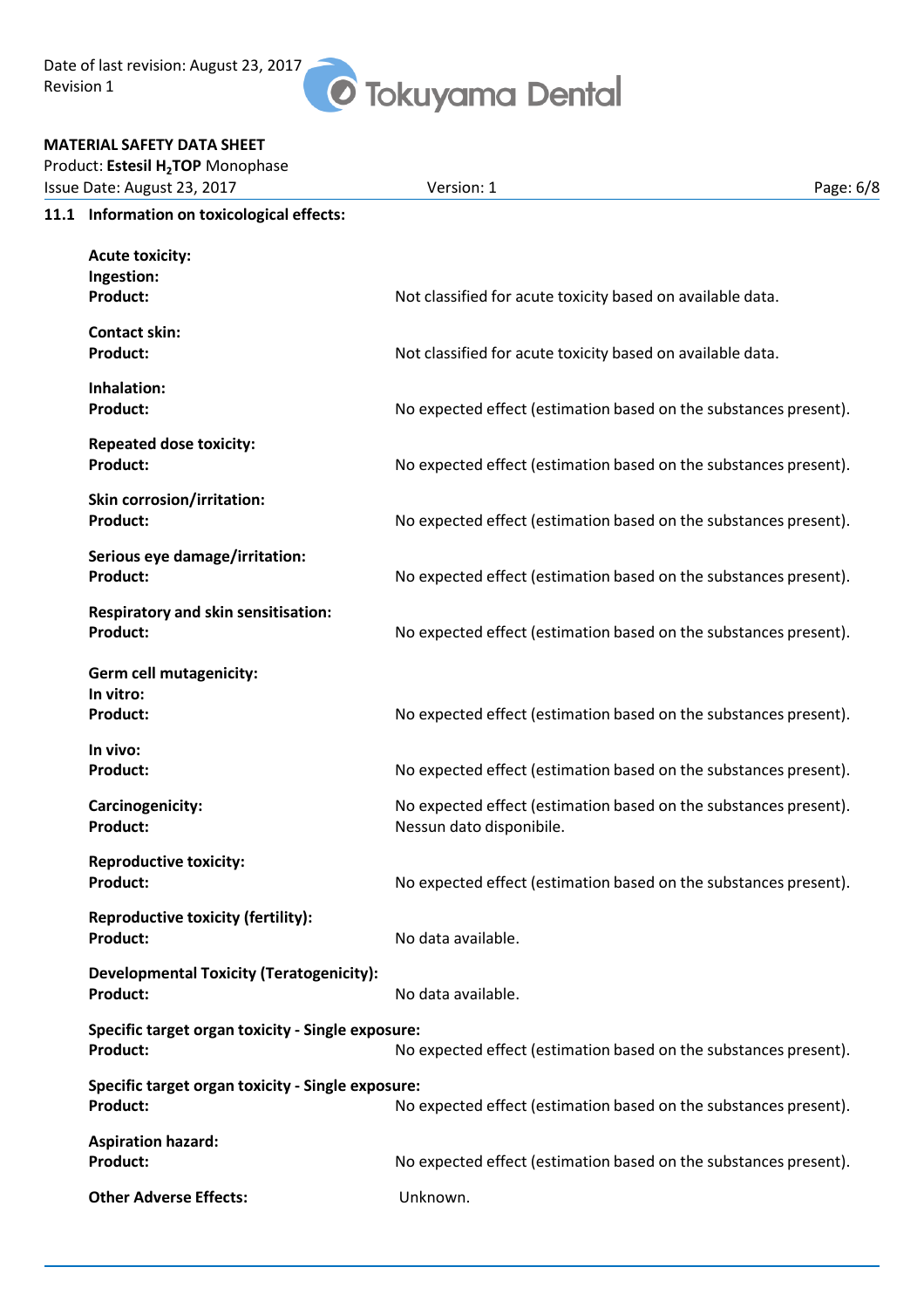## 11.1 Information on toxicological effects:

**Acute toxicity:**

**Ingestion:**

**Product:** Not classified for acute toxicity based on available data.

**Contact skin:**

**Product:** Not classified for acute toxicity based on available data.

**Inhalation:**

**Product:** No expected effect (estimation based on the substances present).

**Repeated dose toxicity:**

**Product:** No expected effect (estimation based on the substances present).

**Skin corrosion/irritation:**

**Product:** No expected effect (estimation based on the substances present).

**Serious eye damage/irritation:**

**Product:** No expected effect (estimation based on the substances present).

**Respiratory and skin sensitisation:**

**Product:** No expected effect (estimation based on the substances present).

**Germ cell mutagenicity:**

**In vitro:**

**Product:** No expected effect (estimation based on the substances present).

**In vivo:**

**Product:** No expected effect (estimation based on the substances present).

**Carcinogenicity:**

**Product:** No expected effect (estimation based on the substances present). Nessun dato disponibile.

**Reproductive toxicity:**

**Product:** No expected effect (estimation based on the substances present).

**Reproductive toxicity (fertility):**

**Product:** No data available.

**Developmental Toxicity (Teratogenicity):**

**Product:** No data available.

**Specific target organ toxicity - Single exposure:**

**Product:** No expected effect (estimation based on the substances present).

**Specific target organ toxicity - Single exposure:**

**Product:** No expected effect (estimation based on the substances present).

**Aspiration hazard:**

**Product:** No expected effect (estimation based on the substances present).

**Other Adverse Effects:** Unknown.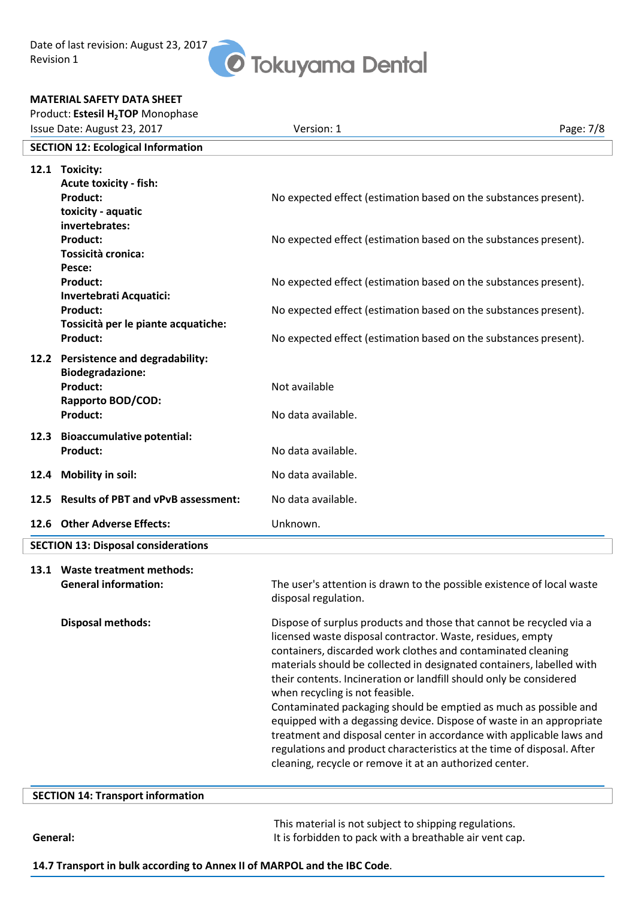## SECTION 12: Ecological Information

**12.1 Toxicity:**

| | |
|---|---|
| **Acute toxicity - fish:** | |
| **Product:** | No expected effect (estimation based on the substances present). |
| **toxicity - aquatic invertebrates:** | |
| **Product:** | No expected effect (estimation based on the substances present). |
| **Tossicità cronica:** | |
| **Pesce:** | |
| **Product:** | No expected effect (estimation based on the substances present). |
| **Invertebrati Acquatici:** | |
| **Product:** | No expected effect (estimation based on the substances present). |
| **Tossicità per le piante acquatiche:** | |
| **Product:** | No expected effect (estimation based on the substances present). |

**12.2 Persistence and degradability:**

| | |
|---|---|
| **Biodegradazione:** | |
| **Product:** | Not available |
| **Rapporto BOD/COD:** | |
| **Product:** | No data available. |

**12.3 Bioaccumulative potential:**

| | |
|---|---|
| **Product:** | No data available. |

| | |
|---|---|
| **12.4 Mobility in soil:** | No data available. |
| **12.5 Results of PBT and vPvB assessment:** | No data available. |
| **12.6 Other Adverse Effects:** | Unknown. |

## SECTION 13: Disposal considerations

**13.1 Waste treatment methods:**

**General information:** The user's attention is drawn to the possible existence of local waste disposal regulation.

**Disposal methods:** Dispose of surplus products and those that cannot be recycled via a licensed waste disposal contractor. Waste, residues, empty containers, discarded work clothes and contaminated cleaning materials should be collected in designated containers, labelled with their contents. Incineration or landfill should only be considered when recycling is not feasible.
Contaminated packaging should be emptied as much as possible and equipped with a degassing device. Dispose of waste in an appropriate treatment and disposal center in accordance with applicable laws and regulations and product characteristics at the time of disposal. After cleaning, recycle or remove it at an authorized center.

## SECTION 14: Transport information

**General:** This material is not subject to shipping regulations.
It is forbidden to pack with a breathable air vent cap.

**14.7 Transport in bulk according to Annex II of MARPOL and the IBC Code**.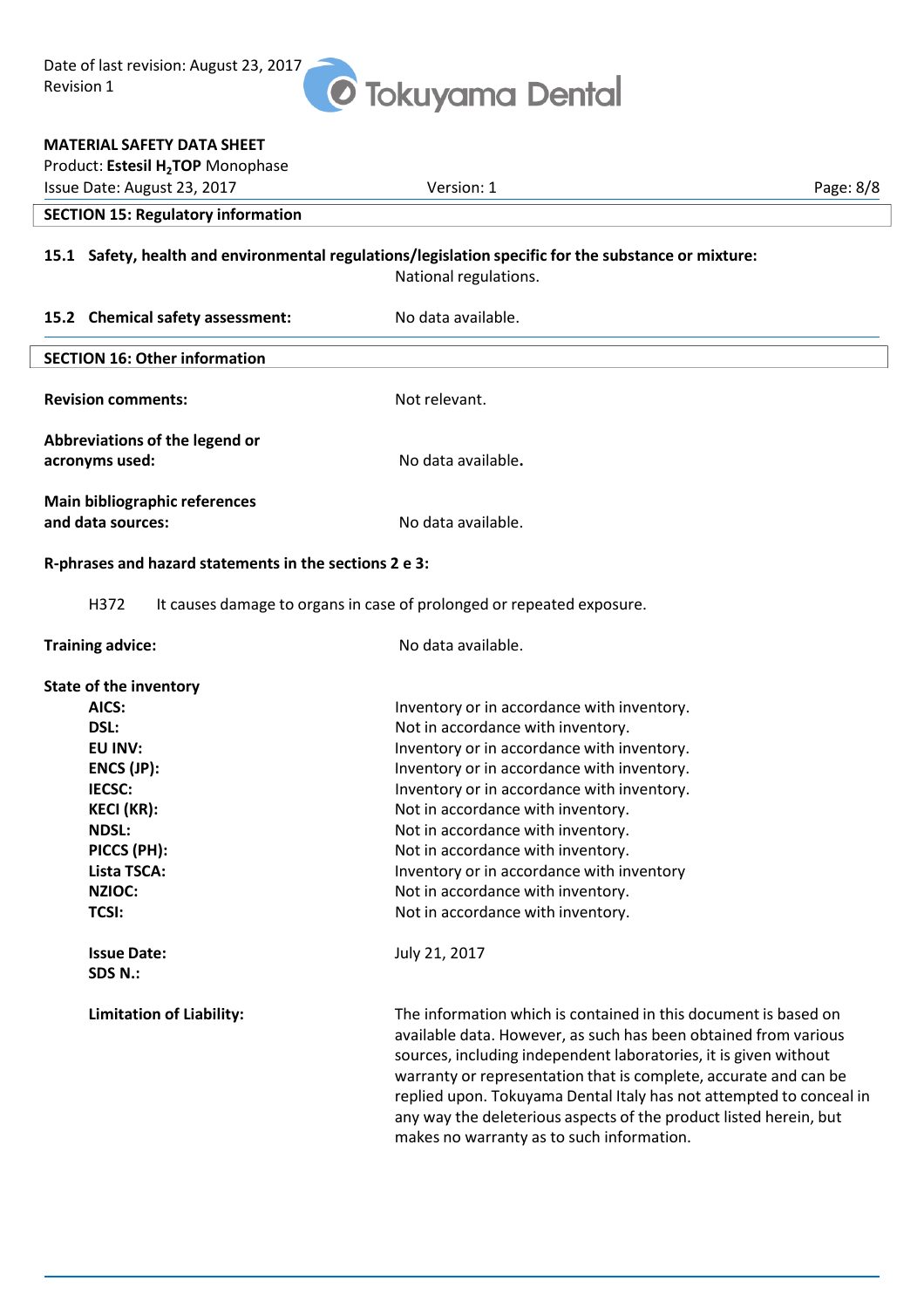## SECTION 15: Regulatory information

**15.1 Safety, health and environmental regulations/legislation specific for the substance or mixture:**

National regulations.

**15.2 Chemical safety assessment:** No data available.

## SECTION 16: Other information

**Revision comments:** Not relevant.

**Abbreviations of the legend or acronyms used:** No data available.

**Main bibliographic references and data sources:** No data available.

**R-phrases and hazard statements in the sections 2 e 3:**

H372 It causes damage to organs in case of prolonged or repeated exposure.

**Training advice:** No data available.

**State of the inventory**

| | |
|---|---|
| **AICS:** | Inventory or in accordance with inventory. |
| **DSL:** | Not in accordance with inventory. |
| **EU INV:** | Inventory or in accordance with inventory. |
| **ENCS (JP):** | Inventory or in accordance with inventory. |
| **IECSC:** | Inventory or in accordance with inventory. |
| **KECI (KR):** | Not in accordance with inventory. |
| **NDSL:** | Not in accordance with inventory. |
| **PICCS (PH):** | Not in accordance with inventory. |
| **Lista TSCA:** | Inventory or in accordance with inventory |
| **NZIOC:** | Not in accordance with inventory. |
| **TCSI:** | Not in accordance with inventory. |

**Issue Date:** July 21, 2017

**SDS N.:**

**Limitation of Liability:** The information which is contained in this document is based on available data. However, as such has been obtained from various sources, including independent laboratories, it is given without warranty or representation that is complete, accurate and can be replied upon. Tokuyama Dental Italy has not attempted to conceal in any way the deleterious aspects of the product listed herein, but makes no warranty as to such information.